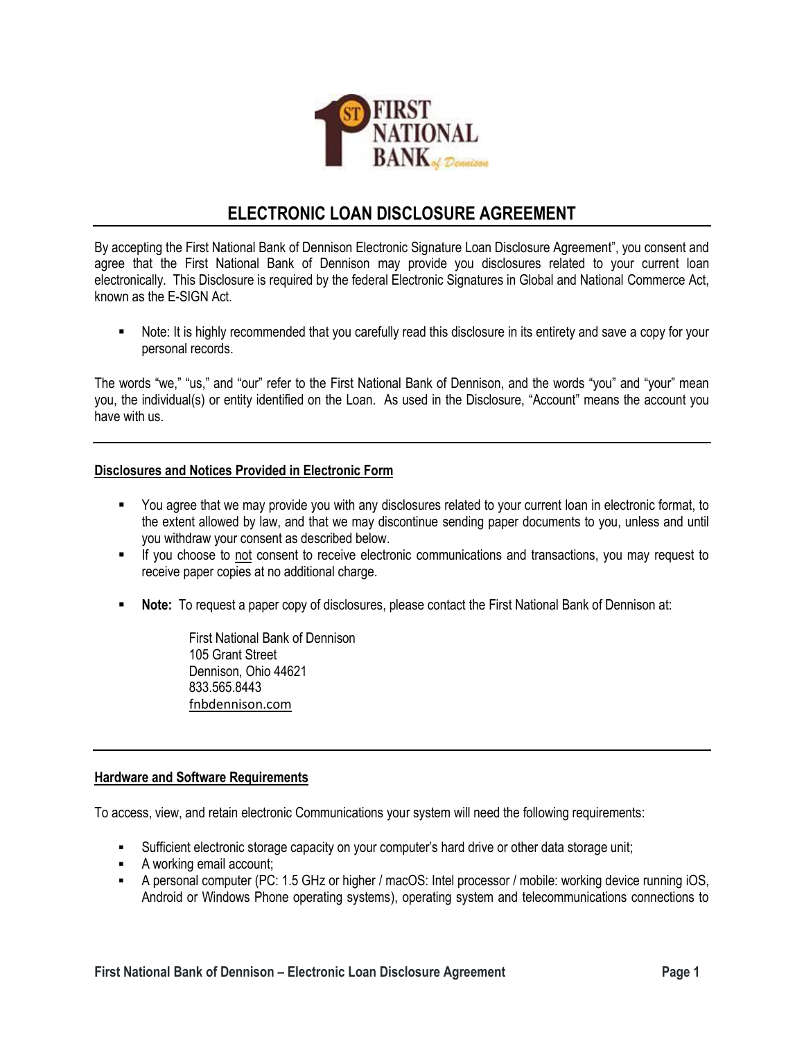# ELECTRONIC LOAN DISCLOSURE AGREEMENT

By accepting the First National Bank of Dennison Electronic Signature Loan Disclosure Agreement", you consent and agree that the First National Bank of Dennison may provide you disclosures related to your current loan electronically. This Disclosure is required by the federal Electronic Signatures in Global and National Commerce Act, known as the E-SIGN Act.

- Note: It is highly recommended that you carefully read this disclosure in its entirety and save a copy for your personal records.

The words "we," "us," and "our" refer to the First National Bank of Dennison, and the words "you" and "your" mean you, the individual(s) or entity identified on the Loan. As used in the Disclosure, "Account" means the account you have with us.

---

## Disclosures and Notices Provided in Electronic Form

- You agree that we may provide you with any disclosures related to your current loan in electronic format, to the extent allowed by law, and that we may discontinue sending paper documents to you, unless and until you withdraw your consent as described below.
- If you choose to not consent to receive electronic communications and transactions, you may request to receive paper copies at no additional charge.
- **Note:** To request a paper copy of disclosures, please contact the First National Bank of Dennison at:

  First National Bank of Dennison
  105 Grant Street
  Dennison, Ohio 44621
  833.565.8443
  fnbdennison.com

---

## Hardware and Software Requirements

To access, view, and retain electronic Communications your system will need the following requirements:

- Sufficient electronic storage capacity on your computer's hard drive or other data storage unit;
- A working email account;
- A personal computer (PC: 1.5 GHz or higher / macOS: Intel processor / mobile: working device running iOS, Android or Windows Phone operating systems), operating system and telecommunications connections to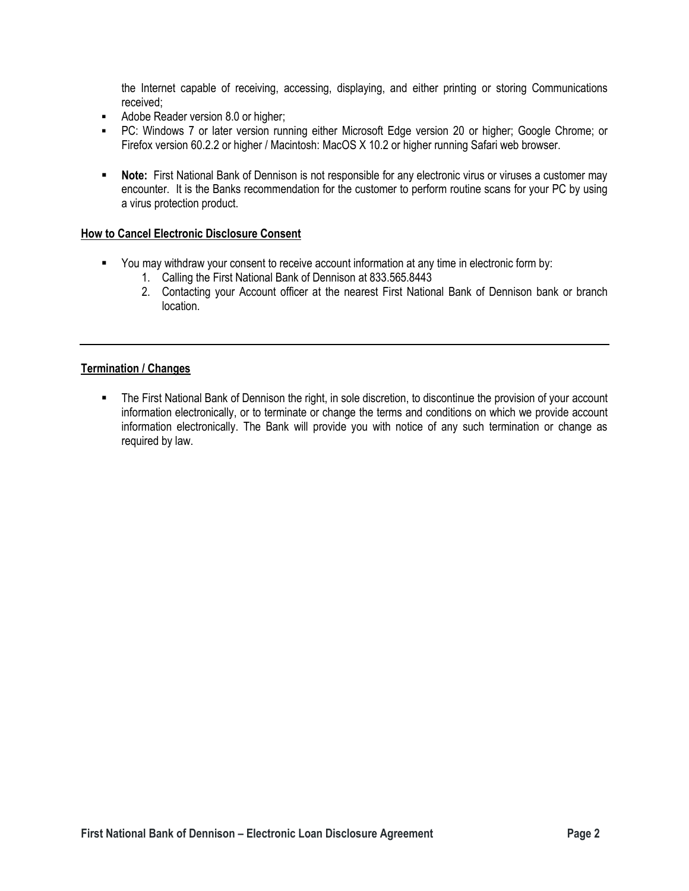the Internet capable of receiving, accessing, displaying, and either printing or storing Communications received;

- Adobe Reader version 8.0 or higher;
- PC: Windows 7 or later version running either Microsoft Edge version 20 or higher; Google Chrome; or Firefox version 60.2.2 or higher / Macintosh: MacOS X 10.2 or higher running Safari web browser.

- **Note:** First National Bank of Dennison is not responsible for any electronic virus or viruses a customer may encounter. It is the Banks recommendation for the customer to perform routine scans for your PC by using a virus protection product.

**How to Cancel Electronic Disclosure Consent**

- You may withdraw your consent to receive account information at any time in electronic form by:
  1. Calling the First National Bank of Dennison at 833.565.8443
  2. Contacting your Account officer at the nearest First National Bank of Dennison bank or branch location.

---

**Termination / Changes**

- The First National Bank of Dennison the right, in sole discretion, to discontinue the provision of your account information electronically, or to terminate or change the terms and conditions on which we provide account information electronically. The Bank will provide you with notice of any such termination or change as required by law.